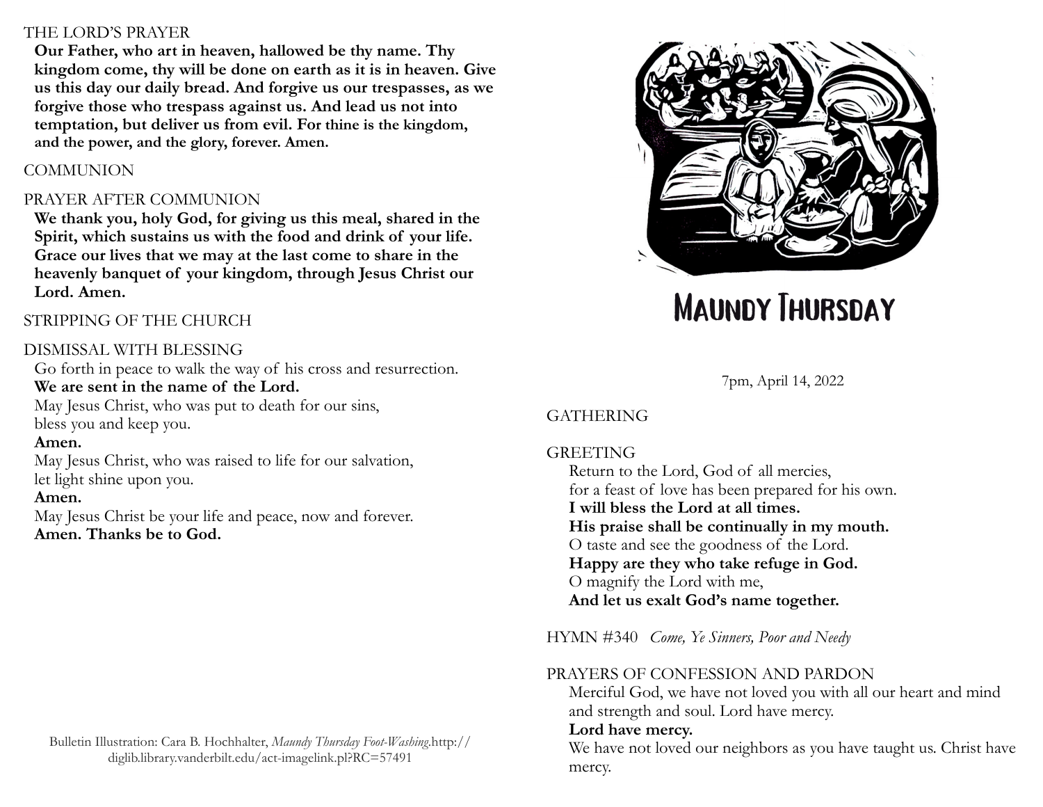THE LORD'S PRAYER

**Our Father, who art in heaven, hallowed be thy name. Thy kingdom come, thy will be done on earth as it is in heaven. Give us this day our daily bread. And forgive us our trespasses, as we forgive those who trespass against us. And lead us not into temptation, but deliver us from evil. For thine is the kingdom, and the power, and the glory, forever. Amen.**

COMMUNION

PRAYER AFTER COMMUNION

**We thank you, holy God, for giving us this meal, shared in the Spirit, which sustains us with the food and drink of your life. Grace our lives that we may at the last come to share in the heavenly banquet of your kingdom, through Jesus Christ our Lord. Amen.**

STRIPPING OF THE CHURCH

DISMISSAL WITH BLESSING

Go forth in peace to walk the way of his cross and resurrection.
**We are sent in the name of the Lord.**
May Jesus Christ, who was put to death for our sins,
bless you and keep you.
**Amen.**
May Jesus Christ, who was raised to life for our salvation,
let light shine upon you.
**Amen.**
May Jesus Christ be your life and peace, now and forever.
**Amen. Thanks be to God.**

Bulletin Illustration: Cara B. Hochhalter, *Maundy Thursday Foot-Washing*.http://diglib.library.vanderbilt.edu/act-imagelink.pl?RC=57491

# Maundy Thursday

7pm, April 14, 2022

GATHERING

GREETING

Return to the Lord, God of all mercies,
for a feast of love has been prepared for his own.
**I will bless the Lord at all times.**
**His praise shall be continually in my mouth.**
O taste and see the goodness of the Lord.
**Happy are they who take refuge in God.**
O magnify the Lord with me,
**And let us exalt God's name together.**

HYMN #340 *Come, Ye Sinners, Poor and Needy*

PRAYERS OF CONFESSION AND PARDON

Merciful God, we have not loved you with all our heart and mind and strength and soul. Lord have mercy.
**Lord have mercy.**
We have not loved our neighbors as you have taught us. Christ have mercy.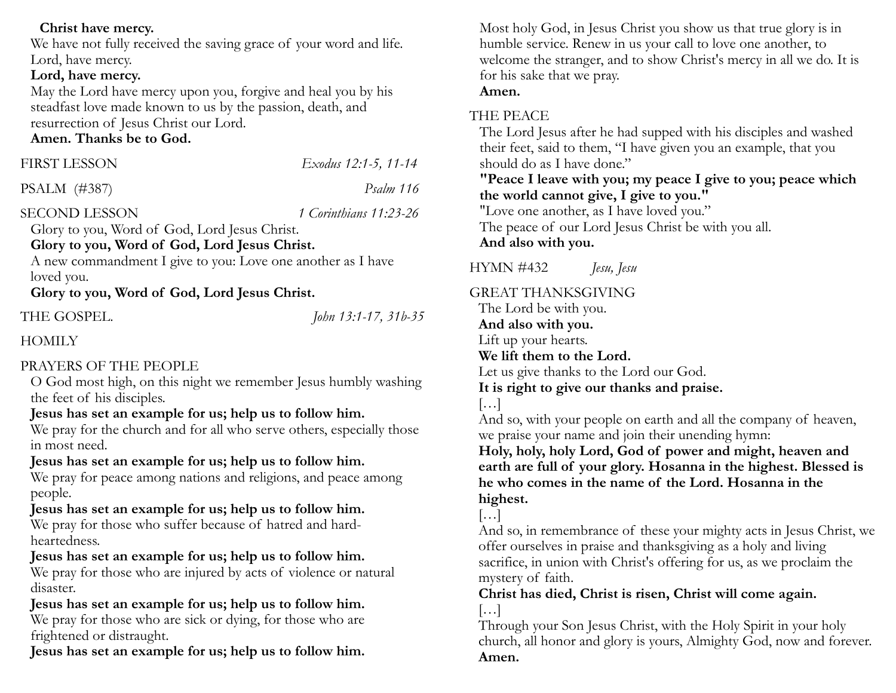**Christ have mercy.**

We have not fully received the saving grace of your word and life. Lord, have mercy.

**Lord, have mercy.**

May the Lord have mercy upon you, forgive and heal you by his steadfast love made known to us by the passion, death, and resurrection of Jesus Christ our Lord.

**Amen. Thanks be to God.**

FIRST LESSON *Exodus 12:1-5, 11-14*

PSALM (#387) *Psalm 116*

SECOND LESSON *1 Corinthians 11:23-26*

Glory to you, Word of God, Lord Jesus Christ.

**Glory to you, Word of God, Lord Jesus Christ.**

A new commandment I give to you: Love one another as I have loved you.

**Glory to you, Word of God, Lord Jesus Christ.**

THE GOSPEL. *John 13:1-17, 31b-35*

HOMILY

PRAYERS OF THE PEOPLE

O God most high, on this night we remember Jesus humbly washing the feet of his disciples.

**Jesus has set an example for us; help us to follow him.**

We pray for the church and for all who serve others, especially those in most need.

**Jesus has set an example for us; help us to follow him.**

We pray for peace among nations and religions, and peace among people.

**Jesus has set an example for us; help us to follow him.**

We pray for those who suffer because of hatred and hard-heartedness.

**Jesus has set an example for us; help us to follow him.**

We pray for those who are injured by acts of violence or natural disaster.

**Jesus has set an example for us; help us to follow him.**

We pray for those who are sick or dying, for those who are frightened or distraught.

**Jesus has set an example for us; help us to follow him.**

Most holy God, in Jesus Christ you show us that true glory is in humble service. Renew in us your call to love one another, to welcome the stranger, and to show Christ's mercy in all we do. It is for his sake that we pray.

**Amen.**

THE PEACE

The Lord Jesus after he had supped with his disciples and washed their feet, said to them, "I have given you an example, that you should do as I have done."

**"Peace I leave with you; my peace I give to you; peace which the world cannot give, I give to you."**

"Love one another, as I have loved you."

The peace of our Lord Jesus Christ be with you all.

**And also with you.**

HYMN #432 *Jesu, Jesu*

GREAT THANKSGIVING

The Lord be with you.

**And also with you.**

Lift up your hearts.

**We lift them to the Lord.**

Let us give thanks to the Lord our God.

**It is right to give our thanks and praise.**

[…]

And so, with your people on earth and all the company of heaven, we praise your name and join their unending hymn:

**Holy, holy, holy Lord, God of power and might, heaven and earth are full of your glory. Hosanna in the highest. Blessed is he who comes in the name of the Lord. Hosanna in the highest.**

[…]

And so, in remembrance of these your mighty acts in Jesus Christ, we offer ourselves in praise and thanksgiving as a holy and living sacrifice, in union with Christ's offering for us, as we proclaim the mystery of faith.

**Christ has died, Christ is risen, Christ will come again.**

[…]

Through your Son Jesus Christ, with the Holy Spirit in your holy church, all honor and glory is yours, Almighty God, now and forever.

**Amen.**